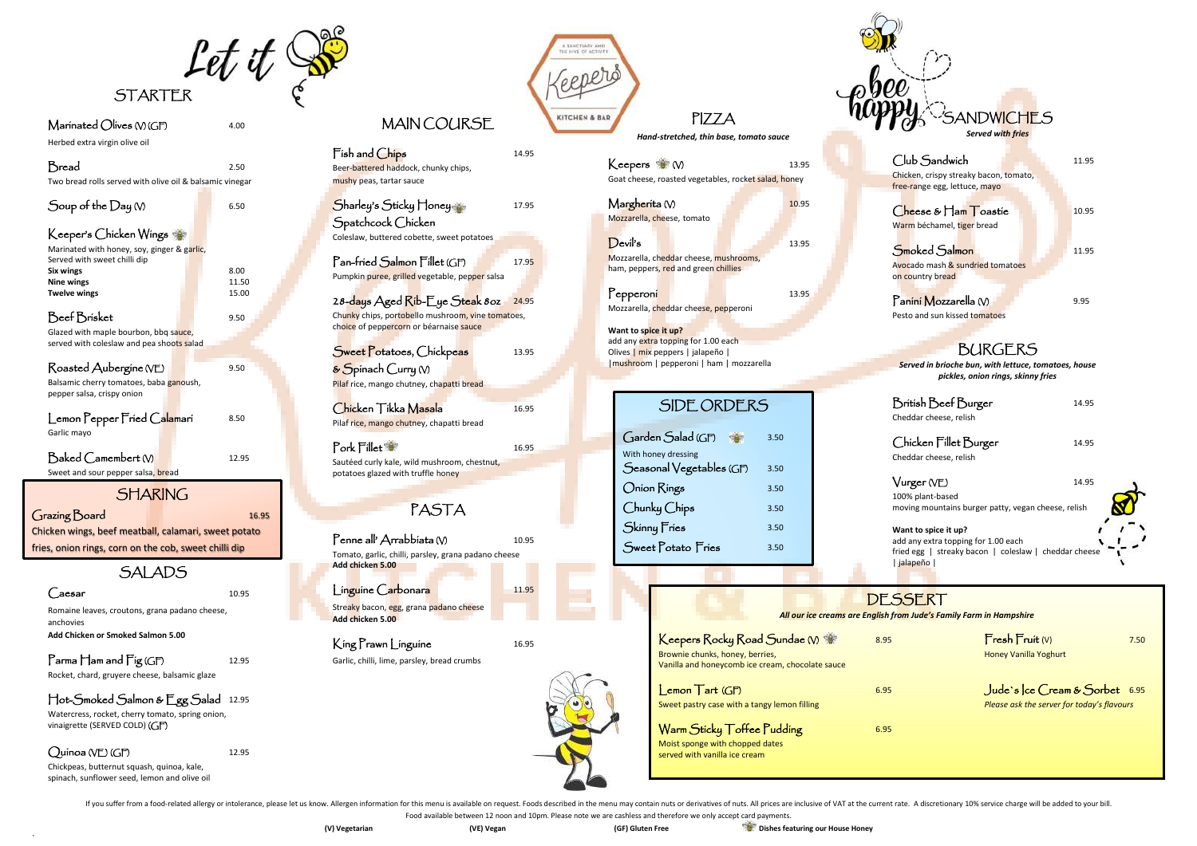Let it bee

# STARTER

**Marinated Olives (V) (GF)** — 4.00
Herbed extra virgin olive oil

**Bread** — 2.50
Two bread rolls served with olive oil & balsamic vinegar

**Soup of the Day (V)** — 6.50

**Keeper's Chicken Wings** 🐝
Marinated with honey, soy, ginger & garlic,
Served with sweet chilli dip

| | |
|---|---|
| **Six wings** | 8.00 |
| **Nine wings** | 11.50 |
| **Twelve wings** | 15.00 |

**Beef Brisket** — 9.50
Glazed with maple bourbon, bbq sauce, served with coleslaw and pea shoots salad

**Roasted Aubergine (VE)** — 9.50
Balsamic cherry tomatoes, baba ganoush, pepper salsa, crispy onion

**Lemon Pepper Fried Calamari** — 8.50
Garlic mayo

**Baked Camembert (V)** — 12.95
Sweet and sour pepper salsa, bread

# SHARING

**Grazing Board** — 16.95
Chicken wings, beef meatball, calamari, sweet potato fries, onion rings, corn on the cob, sweet chilli dip

# SALADS

**Caesar** — 10.95
Romaine leaves, croutons, grana padano cheese, anchovies
**Add Chicken or Smoked Salmon 5.00**

**Parma Ham and Fig (GF)** — 12.95
Rocket, chard, gruyere cheese, balsamic glaze

**Hot-Smoked Salmon & Egg Salad** — 12.95
Watercress, rocket, cherry tomato, spring onion, vinaigrette (SERVED COLD) (GF)

**Quinoa (VE) (GF)** — 12.95
Chickpeas, butternut squash, quinoa, kale, spinach, sunflower seed, lemon and olive oil

# MAIN COURSE

**Fish and Chips** — 14.95
Beer-battered haddock, chunky chips, mushy peas, tartar sauce

**Sharley's Sticky Honey Spatchcock Chicken** 🐝 — 17.95
Coleslaw, buttered cobette, sweet potatoes

**Pan-fried Salmon Fillet (GF)** — 17.95
Pumpkin puree, grilled vegetable, pepper salsa

**28-days Aged Rib-Eye Steak 8oz** — 24.95
Chunky chips, portobello mushroom, vine tomatoes, choice of peppercorn or béarnaise sauce

**Sweet Potatoes, Chickpeas & Spinach Curry (V)** — 13.95
Pilaf rice, mango chutney, chapatti bread

**Chicken Tikka Masala** — 16.95
Pilaf rice, mango chutney, chapatti bread

**Pork Fillet** 🐝 — 16.95
Sautéed curly kale, wild mushroom, chestnut, potatoes glazed with truffle honey

# PASTA

**Penne all' Arrabbiata (V)** — 10.95
Tomato, garlic, chilli, parsley, grana padano cheese
**Add chicken 5.00**

**Linguine Carbonara** — 11.95
Streaky bacon, egg, grana padano cheese
**Add chicken 5.00**

**King Prawn Linguine** — 16.95
Garlic, chilli, lime, parsley, bread crumbs

Keepers — A sanctuary and the hive of activity — Kitchen & Bar

# PIZZA

*Hand-stretched, thin base, tomato sauce*

**Keepers** 🐝 **(V)** — 13.95
Goat cheese, roasted vegetables, rocket salad, honey

**Margherita (V)** — 10.95
Mozzarella, cheese, tomato

**Devil's** — 13.95
Mozzarella, cheddar cheese, mushrooms, ham, peppers, red and green chillies

**Pepperoni** — 13.95
Mozzarella, cheddar cheese, pepperoni

**Want to spice it up?**
add any extra topping for 1.00 each
Olives | mix peppers | jalapeño | |mushroom | pepperoni | ham | mozzarella

# SIDE ORDERS

| Item | Price |
|---|---|
| Garden Salad (GF) 🐝 With honey dressing | 3.50 |
| Seasonal Vegetables (GF) | 3.50 |
| Onion Rings | 3.50 |
| Chunky Chips | 3.50 |
| Skinny Fries | 3.50 |
| Sweet Potato Fries | 3.50 |

bee happy

# SANDWICHES

*Served with fries*

**Club Sandwich** — 11.95
Chicken, crispy streaky bacon, tomato, free-range egg, lettuce, mayo

**Cheese & Ham Toastie** — 10.95
Warm béchamel, tiger bread

**Smoked Salmon** — 11.95
Avocado mash & sundried tomatoes on country bread

**Panini Mozzarella (V)** — 9.95
Pesto and sun kissed tomatoes

# BURGERS

*Served in brioche bun, with lettuce, tomatoes, house pickles, onion rings, skinny fries*

**British Beef Burger** — 14.95
Cheddar cheese, relish

**Chicken Fillet Burger** — 14.95
Cheddar cheese, relish

**Vurger (VE)** — 14.95
100% plant-based
moving mountains burger patty, vegan cheese, relish

**Want to spice it up?**
add any extra topping for 1.00 each
fried egg | streaky bacon | coleslaw | cheddar cheese | jalapeño |

# DESSERT

*All our ice creams are English from Jude's Family Farm in Hampshire*

**Keepers Rocky Road Sundae (V)** 🐝 — 8.95
Brownie chunks, honey, berries, Vanilla and honeycomb ice cream, chocolate sauce

**Lemon Tart (GF)** — 6.95
Sweet pastry case with a tangy lemon filling

**Warm Sticky Toffee Pudding** — 6.95
Moist sponge with chopped dates served with vanilla ice cream

**Fresh Fruit (V)** — 7.50
Honey Vanilla Yoghurt

**Jude's Ice Cream & Sorbet** — 6.95
*Please ask the server for today's flavours*

If you suffer from a food-related allergy or intolerance, please let us know. Allergen information for this menu is available on request. Foods described in the menu may contain nuts or derivatives of nuts. All prices are inclusive of VAT at the current rate. A discretionary 10% service charge will be added to your bill.

Food available between 12 noon and 10pm. Please note we are cashless and therefore we only accept card payments.

**(V) Vegetarian** **(VE) Vegan** **(GF) Gluten Free** 🐝 **Dishes featuring our House Honey**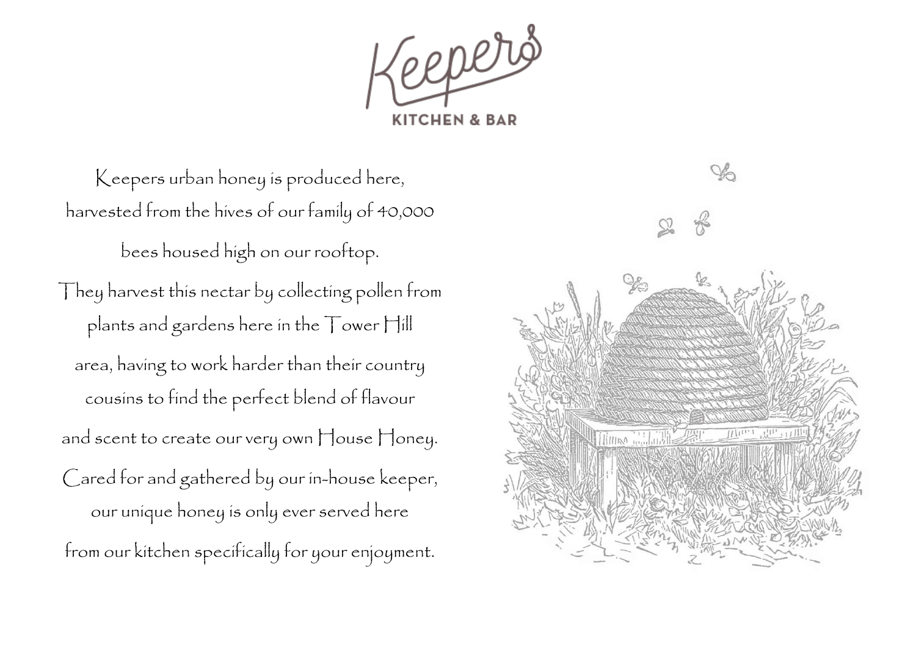# Keepers

KITCHEN & BAR

Keepers urban honey is produced here,
harvested from the hives of our family of 40,000
bees housed high on our rooftop.
They harvest this nectar by collecting pollen from
plants and gardens here in the Tower Hill
area, having to work harder than their country
cousins to find the perfect blend of flavour
and scent to create our very own House Honey.
Cared for and gathered by our in-house keeper,
our unique honey is only ever served here
from our kitchen specifically for your enjoyment.